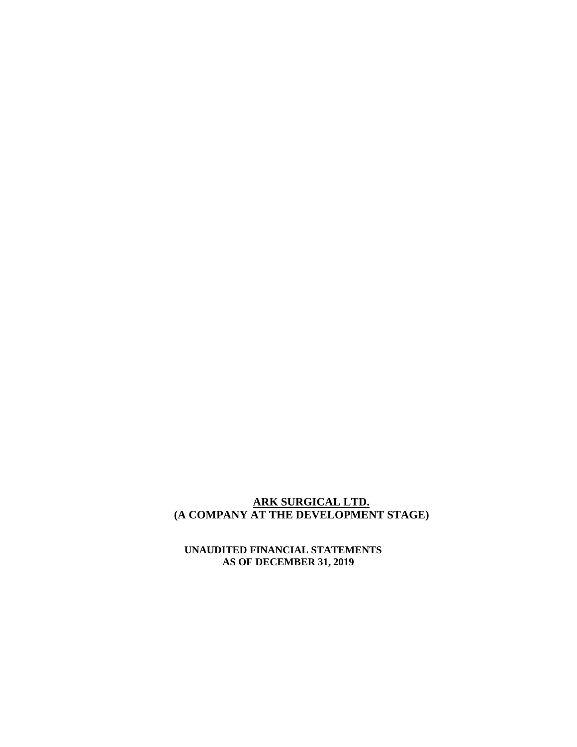# ARK SURGICAL LTD.
## (A COMPANY AT THE DEVELOPMENT STAGE)

**UNAUDITED FINANCIAL STATEMENTS**
**AS OF DECEMBER 31, 2019**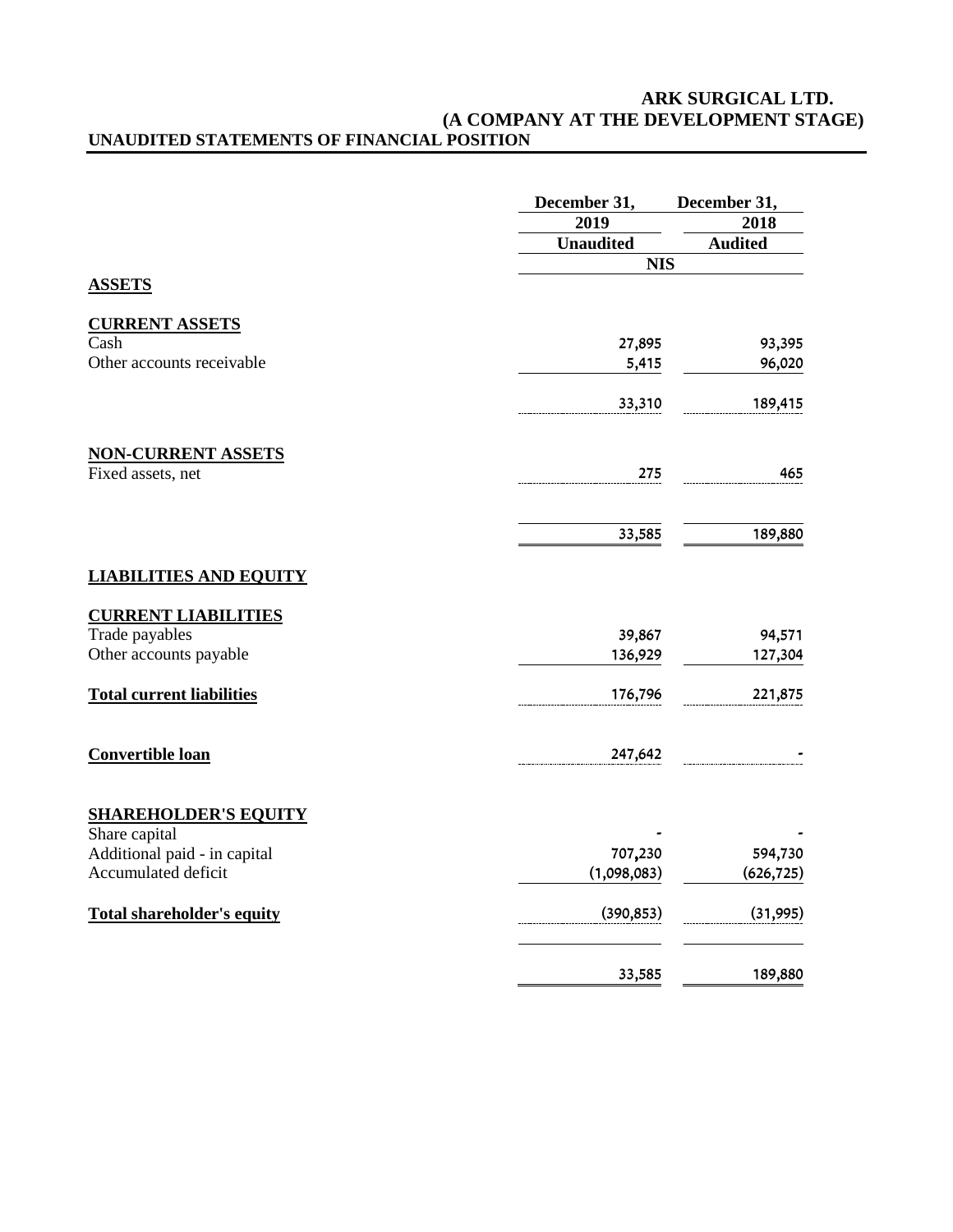# ARK SURGICAL LTD.
## (A COMPANY AT THE DEVELOPMENT STAGE)
## UNAUDITED STATEMENTS OF FINANCIAL POSITION

| | December 31, 2019 | December 31, 2018 |
|---|---|---|
| | Unaudited | Audited |
| | NIS | |
| **ASSETS** | | |
| **CURRENT ASSETS** | | |
| Cash | 27,895 | 93,395 |
| Other accounts receivable | 5,415 | 96,020 |
| | 33,310 | 189,415 |
| **NON-CURRENT ASSETS** | | |
| Fixed assets, net | 275 | 465 |
| | 33,585 | 189,880 |
| **LIABILITIES AND EQUITY** | | |
| **CURRENT LIABILITIES** | | |
| Trade payables | 39,867 | 94,571 |
| Other accounts payable | 136,929 | 127,304 |
| **Total current liabilities** | 176,796 | 221,875 |
| **Convertible loan** | 247,642 | - |
| **SHAREHOLDER'S EQUITY** | | |
| Share capital | - | - |
| Additional paid - in capital | 707,230 | 594,730 |
| Accumulated deficit | (1,098,083) | (626,725) |
| **Total shareholder's equity** | (390,853) | (31,995) |
| | 33,585 | 189,880 |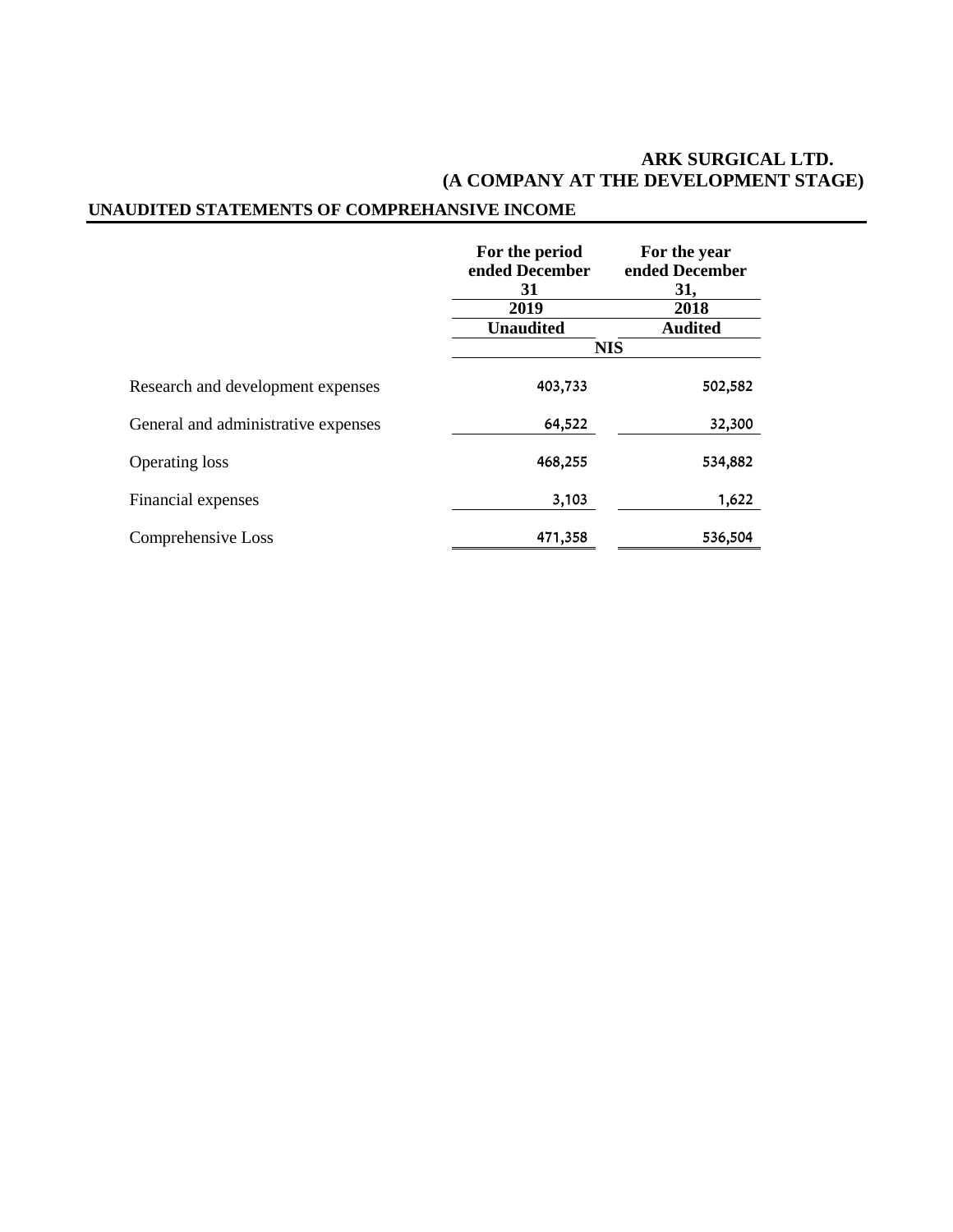**ARK SURGICAL LTD.**
**(A COMPANY AT THE DEVELOPMENT STAGE)**

## UNAUDITED STATEMENTS OF COMPREHANSIVE INCOME

| | For the period ended December 31 | For the year ended December 31, |
|---|---|---|
| | 2019 | 2018 |
| | Unaudited | Audited |
| | NIS | |
| Research and development expenses | 403,733 | 502,582 |
| General and administrative expenses | 64,522 | 32,300 |
| Operating loss | 468,255 | 534,882 |
| Financial expenses | 3,103 | 1,622 |
| Comprehensive Loss | 471,358 | 536,504 |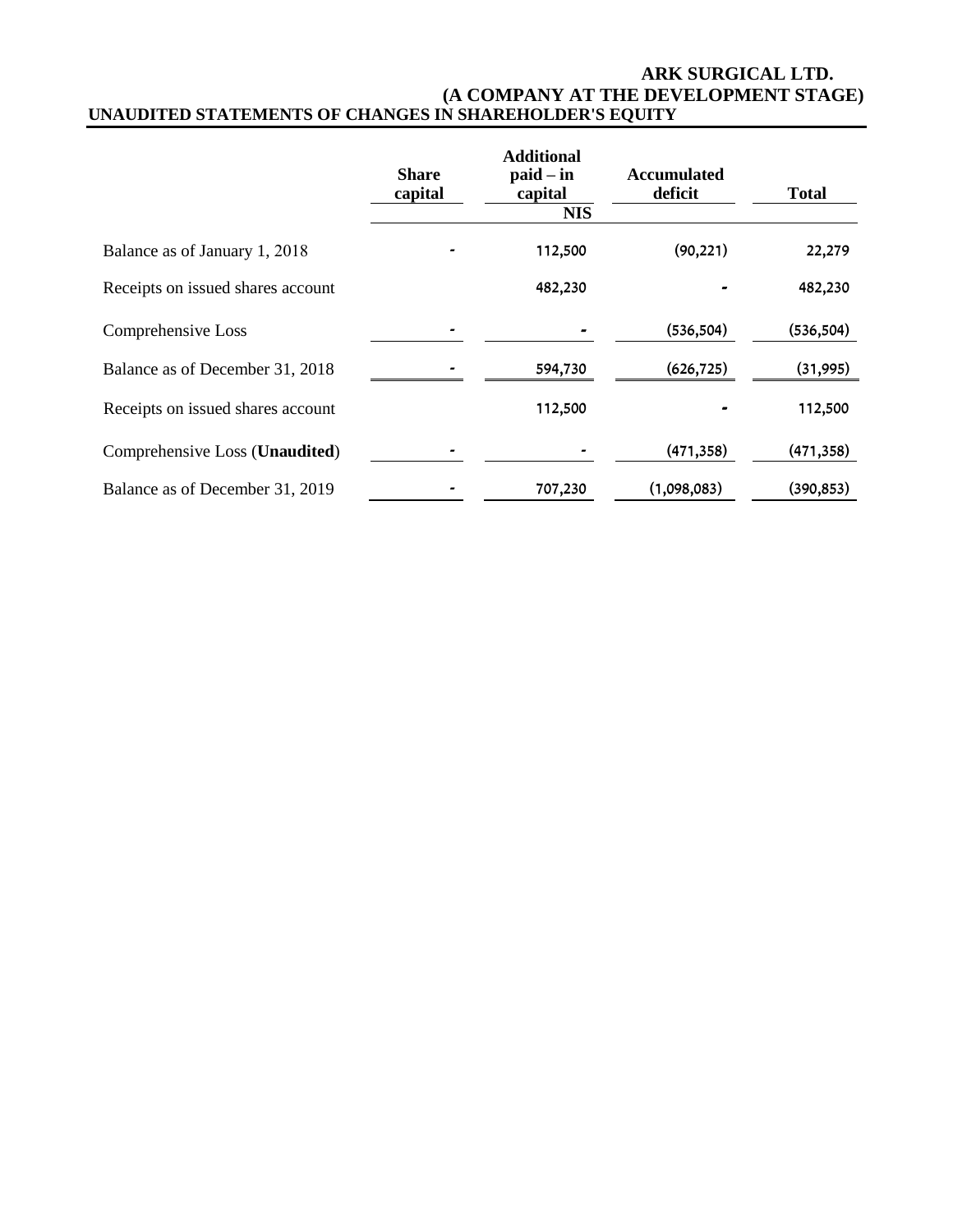**ARK SURGICAL LTD.**
**(A COMPANY AT THE DEVELOPMENT STAGE)**
**UNAUDITED STATEMENTS OF CHANGES IN SHAREHOLDER'S EQUITY**

| | Share capital | Additional paid – in capital | Accumulated deficit | Total |
|---|---|---|---|---|
| | | NIS | | |
| Balance as of January 1, 2018 | - | 112,500 | (90,221) | 22,279 |
| Receipts on issued shares account | | 482,230 | - | 482,230 |
| Comprehensive Loss | - | - | (536,504) | (536,504) |
| Balance as of December 31, 2018 | - | 594,730 | (626,725) | (31,995) |
| Receipts on issued shares account | | 112,500 | - | 112,500 |
| Comprehensive Loss (**Unaudited**) | - | - | (471,358) | (471,358) |
| Balance as of December 31, 2019 | - | 707,230 | (1,098,083) | (390,853) |